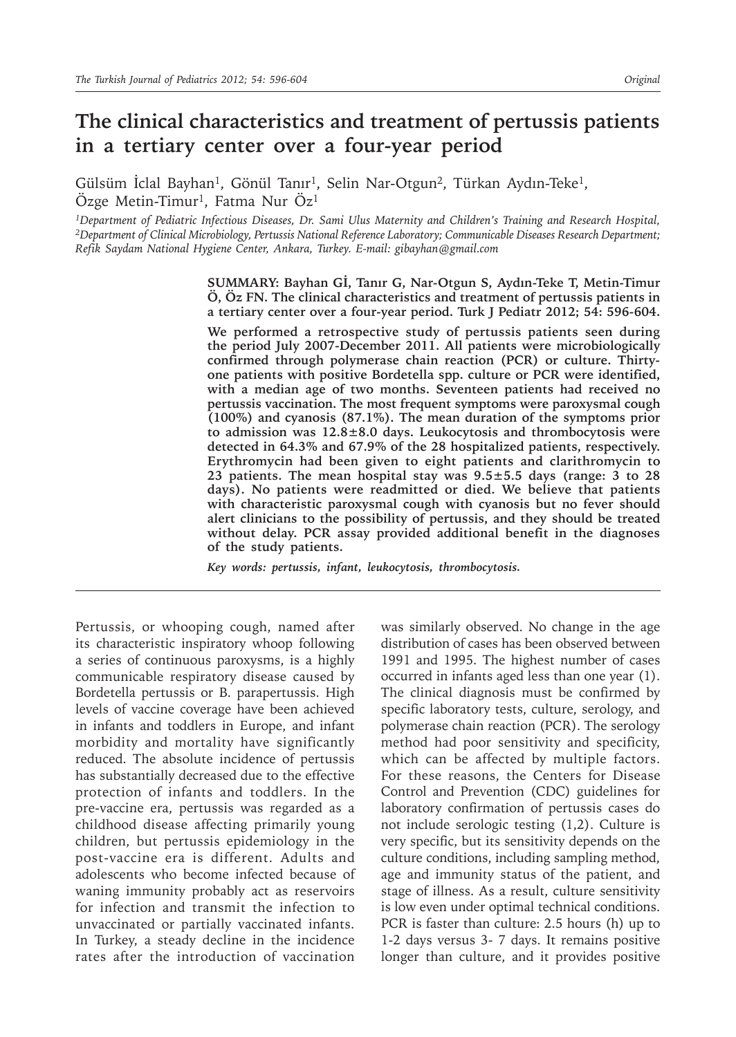# The clinical characteristics and treatment of pertussis patients in a tertiary center over a four-year period

Gülsüm İclal Bayhan[1], Gönül Tanır[1], Selin Nar-Otgun[2], Türkan Aydın-Teke[1], Özge Metin-Timur[1], Fatma Nur Öz[1]

*[1]Department of Pediatric Infectious Diseases, Dr. Sami Ulus Maternity and Children's Training and Research Hospital, [2]Department of Clinical Microbiology, Pertussis National Reference Laboratory; Communicable Diseases Research Department; Refik Saydam National Hygiene Center, Ankara, Turkey. E-mail: gibayhan@gmail.com*

**SUMMARY: Bayhan Gİ, Tanır G, Nar-Otgun S, Aydın-Teke T, Metin-Timur Ö, Öz FN. The clinical characteristics and treatment of pertussis patients in a tertiary center over a four-year period. Turk J Pediatr 2012; 54: 596-604.**

**We performed a retrospective study of pertussis patients seen during the period July 2007-December 2011. All patients were microbiologically confirmed through polymerase chain reaction (PCR) or culture. Thirty-one patients with positive Bordetella spp. culture or PCR were identified, with a median age of two months. Seventeen patients had received no pertussis vaccination. The most frequent symptoms were paroxysmal cough (100%) and cyanosis (87.1%). The mean duration of the symptoms prior to admission was 12.8±8.0 days. Leukocytosis and thrombocytosis were detected in 64.3% and 67.9% of the 28 hospitalized patients, respectively. Erythromycin had been given to eight patients and clarithromycin to 23 patients. The mean hospital stay was 9.5±5.5 days (range: 3 to 28 days). No patients were readmitted or died. We believe that patients with characteristic paroxysmal cough with cyanosis but no fever should alert clinicians to the possibility of pertussis, and they should be treated without delay. PCR assay provided additional benefit in the diagnoses of the study patients.**

***Key words:*** *pertussis, infant, leukocytosis, thrombocytosis.*

---

Pertussis, or whooping cough, named after its characteristic inspiratory whoop following a series of continuous paroxysms, is a highly communicable respiratory disease caused by Bordetella pertussis or B. parapertussis. High levels of vaccine coverage have been achieved in infants and toddlers in Europe, and infant morbidity and mortality have significantly reduced. The absolute incidence of pertussis has substantially decreased due to the effective protection of infants and toddlers. In the pre-vaccine era, pertussis was regarded as a childhood disease affecting primarily young children, but pertussis epidemiology in the post-vaccine era is different. Adults and adolescents who become infected because of waning immunity probably act as reservoirs for infection and transmit the infection to unvaccinated or partially vaccinated infants. In Turkey, a steady decline in the incidence rates after the introduction of vaccination was similarly observed. No change in the age distribution of cases has been observed between 1991 and 1995. The highest number of cases occurred in infants aged less than one year (1). The clinical diagnosis must be confirmed by specific laboratory tests, culture, serology, and polymerase chain reaction (PCR). The serology method had poor sensitivity and specificity, which can be affected by multiple factors. For these reasons, the Centers for Disease Control and Prevention (CDC) guidelines for laboratory confirmation of pertussis cases do not include serologic testing (1,2). Culture is very specific, but its sensitivity depends on the culture conditions, including sampling method, age and immunity status of the patient, and stage of illness. As a result, culture sensitivity is low even under optimal technical conditions. PCR is faster than culture: 2.5 hours (h) up to 1-2 days versus 3- 7 days. It remains positive longer than culture, and it provides positive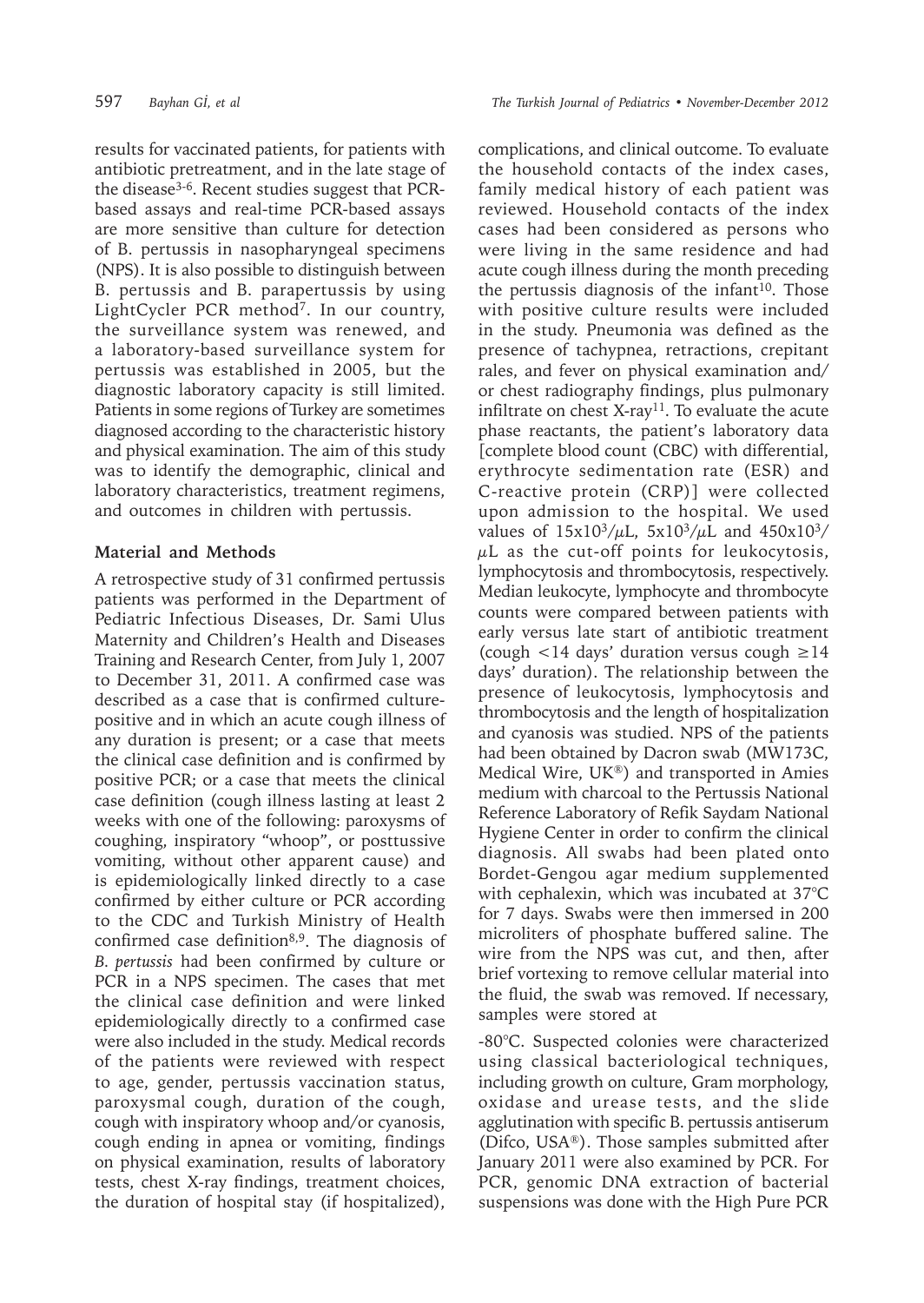results for vaccinated patients, for patients with antibiotic pretreatment, and in the late stage of the disease[3-6]. Recent studies suggest that PCR-based assays and real-time PCR-based assays are more sensitive than culture for detection of B. pertussis in nasopharyngeal specimens (NPS). It is also possible to distinguish between B. pertussis and B. parapertussis by using LightCycler PCR method[7]. In our country, the surveillance system was renewed, and a laboratory-based surveillance system for pertussis was established in 2005, but the diagnostic laboratory capacity is still limited. Patients in some regions of Turkey are sometimes diagnosed according to the characteristic history and physical examination. The aim of this study was to identify the demographic, clinical and laboratory characteristics, treatment regimens, and outcomes in children with pertussis.

## Material and Methods

A retrospective study of 31 confirmed pertussis patients was performed in the Department of Pediatric Infectious Diseases, Dr. Sami Ulus Maternity and Children's Health and Diseases Training and Research Center, from July 1, 2007 to December 31, 2011. A confirmed case was described as a case that is confirmed culture-positive and in which an acute cough illness of any duration is present; or a case that meets the clinical case definition and is confirmed by positive PCR; or a case that meets the clinical case definition (cough illness lasting at least 2 weeks with one of the following: paroxysms of coughing, inspiratory "whoop", or posttussive vomiting, without other apparent cause) and is epidemiologically linked directly to a case confirmed by either culture or PCR according to the CDC and Turkish Ministry of Health confirmed case definition[8,9]. The diagnosis of *B. pertussis* had been confirmed by culture or PCR in a NPS specimen. The cases that met the clinical case definition and were linked epidemiologically directly to a confirmed case were also included in the study. Medical records of the patients were reviewed with respect to age, gender, pertussis vaccination status, paroxysmal cough, duration of the cough, cough with inspiratory whoop and/or cyanosis, cough ending in apnea or vomiting, findings on physical examination, results of laboratory tests, chest X-ray findings, treatment choices, the duration of hospital stay (if hospitalized), complications, and clinical outcome. To evaluate the household contacts of the index cases, family medical history of each patient was reviewed. Household contacts of the index cases had been considered as persons who were living in the same residence and had acute cough illness during the month preceding the pertussis diagnosis of the infant[10]. Those with positive culture results were included in the study. Pneumonia was defined as the presence of tachypnea, retractions, crepitant rales, and fever on physical examination and/or chest radiography findings, plus pulmonary infiltrate on chest X-ray[11]. To evaluate the acute phase reactants, the patient's laboratory data [complete blood count (CBC) with differential, erythrocyte sedimentation rate (ESR) and C-reactive protein (CRP)] were collected upon admission to the hospital. We used values of $15x10^3/\mu L$, $5x10^3/\mu L$ and $450x10^3/\mu L$ as the cut-off points for leukocytosis, lymphocytosis and thrombocytosis, respectively. Median leukocyte, lymphocyte and thrombocyte counts were compared between patients with early versus late start of antibiotic treatment (cough $<14$ days' duration versus cough $\geq 14$ days' duration). The relationship between the presence of leukocytosis, lymphocytosis and thrombocytosis and the length of hospitalization and cyanosis was studied. NPS of the patients had been obtained by Dacron swab (MW173C, Medical Wire, UK®) and transported in Amies medium with charcoal to the Pertussis National Reference Laboratory of Refik Saydam National Hygiene Center in order to confirm the clinical diagnosis. All swabs had been plated onto Bordet-Gengou agar medium supplemented with cephalexin, which was incubated at 37°C for 7 days. Swabs were then immersed in 200 microliters of phosphate buffered saline. The wire from the NPS was cut, and then, after brief vortexing to remove cellular material into the fluid, the swab was removed. If necessary, samples were stored at -80°C. Suspected colonies were characterized using classical bacteriological techniques, including growth on culture, Gram morphology, oxidase and urease tests, and the slide agglutination with specific B. pertussis antiserum (Difco, USA®). Those samples submitted after January 2011 were also examined by PCR. For PCR, genomic DNA extraction of bacterial suspensions was done with the High Pure PCR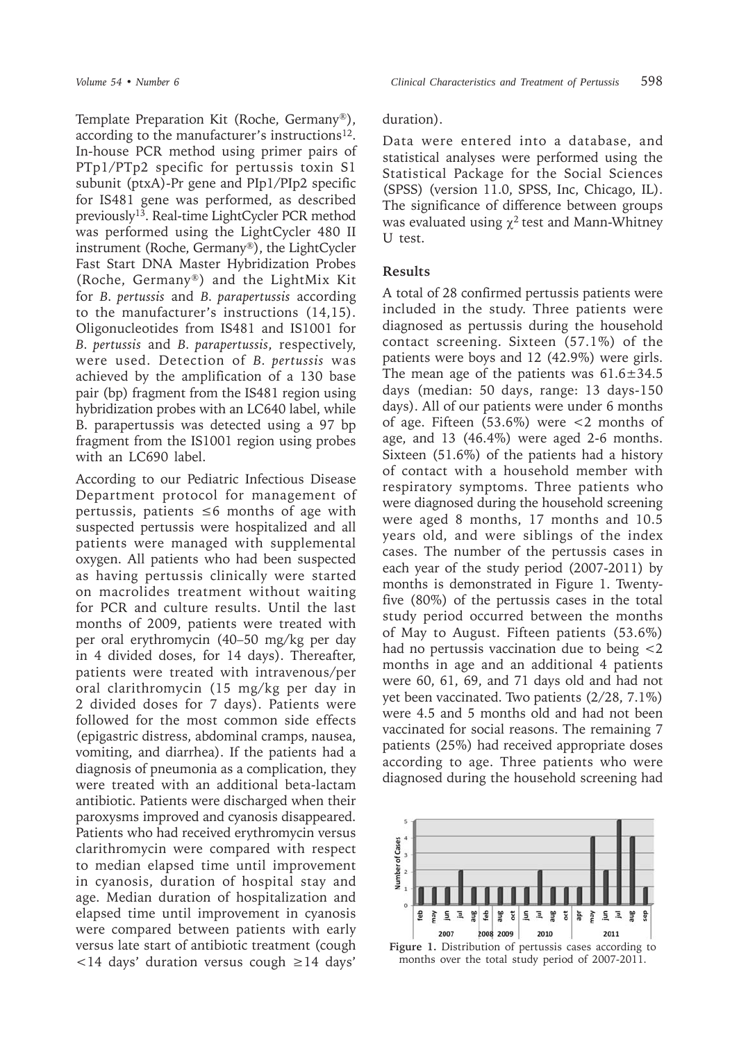Template Preparation Kit (Roche, Germany®), according to the manufacturer's instructions[12]. In-house PCR method using primer pairs of PTp1/PTp2 specific for pertussis toxin S1 subunit (ptxA)-Pr gene and PIp1/PIp2 specific for IS481 gene was performed, as described previously[13]. Real-time LightCycler PCR method was performed using the LightCycler 480 II instrument (Roche, Germany®), the LightCycler Fast Start DNA Master Hybridization Probes (Roche, Germany®) and the LightMix Kit for *B. pertussis* and *B. parapertussis* according to the manufacturer's instructions (14,15). Oligonucleotides from IS481 and IS1001 for *B. pertussis* and *B. parapertussis*, respectively, were used. Detection of *B. pertussis* was achieved by the amplification of a 130 base pair (bp) fragment from the IS481 region using hybridization probes with an LC640 label, while B. parapertussis was detected using a 97 bp fragment from the IS1001 region using probes with an LC690 label.

According to our Pediatric Infectious Disease Department protocol for management of pertussis, patients ≤6 months of age with suspected pertussis were hospitalized and all patients were managed with supplemental oxygen. All patients who had been suspected as having pertussis clinically were started on macrolides treatment without waiting for PCR and culture results. Until the last months of 2009, patients were treated with per oral erythromycin (40–50 mg/kg per day in 4 divided doses, for 14 days). Thereafter, patients were treated with intravenous/per oral clarithromycin (15 mg/kg per day in 2 divided doses for 7 days). Patients were followed for the most common side effects (epigastric distress, abdominal cramps, nausea, vomiting, and diarrhea). If the patients had a diagnosis of pneumonia as a complication, they were treated with an additional beta-lactam antibiotic. Patients were discharged when their paroxysms improved and cyanosis disappeared. Patients who had received erythromycin versus clarithromycin were compared with respect to median elapsed time until improvement in cyanosis, duration of hospital stay and age. Median duration of hospitalization and elapsed time until improvement in cyanosis were compared between patients with early versus late start of antibiotic treatment (cough <14 days' duration versus cough ≥14 days' duration).

Data were entered into a database, and statistical analyses were performed using the Statistical Package for the Social Sciences (SPSS) (version 11.0, SPSS, Inc, Chicago, IL). The significance of difference between groups was evaluated using $\chi^2$ test and Mann-Whitney U test.

## Results

A total of 28 confirmed pertussis patients were included in the study. Three patients were diagnosed as pertussis during the household contact screening. Sixteen (57.1%) of the patients were boys and 12 (42.9%) were girls. The mean age of the patients was 61.6±34.5 days (median: 50 days, range: 13 days-150 days). All of our patients were under 6 months of age. Fifteen (53.6%) were <2 months of age, and 13 (46.4%) were aged 2-6 months. Sixteen (51.6%) of the patients had a history of contact with a household member with respiratory symptoms. Three patients who were diagnosed during the household screening were aged 8 months, 17 months and 10.5 years old, and were siblings of the index cases. The number of the pertussis cases in each year of the study period (2007-2011) by months is demonstrated in Figure 1. Twenty-five (80%) of the pertussis cases in the total study period occurred between the months of May to August. Fifteen patients (53.6%) had no pertussis vaccination due to being <2 months in age and an additional 4 patients were 60, 61, 69, and 71 days old and had not yet been vaccinated. Two patients (2/28, 7.1%) were 4.5 and 5 months old and had not been vaccinated for social reasons. The remaining 7 patients (25%) had received appropriate doses according to age. Three patients who were diagnosed during the household screening had

**Figure 1.** Distribution of pertussis cases according to months over the total study period of 2007-2011.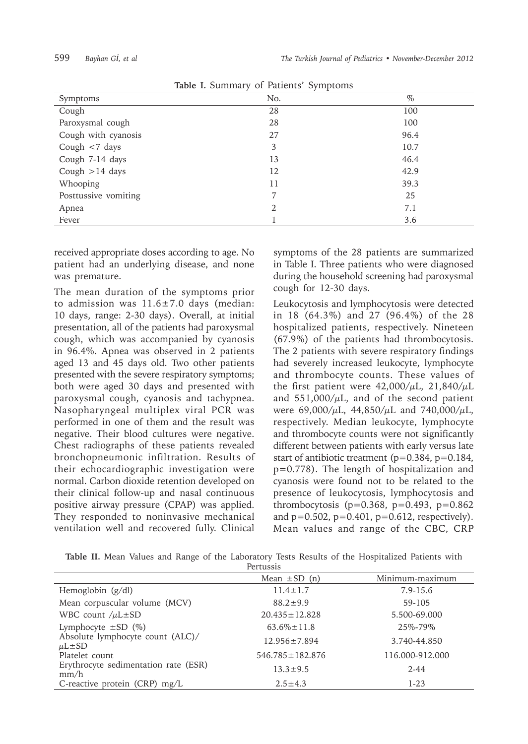**Table I.** Summary of Patients' Symptoms

| Symptoms | No. | % |
|---|---|---|
| Cough | 28 | 100 |
| Paroxysmal cough | 28 | 100 |
| Cough with cyanosis | 27 | 96.4 |
| Cough <7 days | 3 | 10.7 |
| Cough 7-14 days | 13 | 46.4 |
| Cough >14 days | 12 | 42.9 |
| Whooping | 11 | 39.3 |
| Posttussive vomiting | 7 | 25 |
| Apnea | 2 | 7.1 |
| Fever | 1 | 3.6 |

received appropriate doses according to age. No patient had an underlying disease, and none was premature.

The mean duration of the symptoms prior to admission was 11.6±7.0 days (median: 10 days, range: 2-30 days). Overall, at initial presentation, all of the patients had paroxysmal cough, which was accompanied by cyanosis in 96.4%. Apnea was observed in 2 patients aged 13 and 45 days old. Two other patients presented with the severe respiratory symptoms; both were aged 30 days and presented with paroxysmal cough, cyanosis and tachypnea. Nasopharyngeal multiplex viral PCR was performed in one of them and the result was negative. Their blood cultures were negative. Chest radiographs of these patients revealed bronchopneumonic infiltration. Results of their echocardiographic investigation were normal. Carbon dioxide retention developed on their clinical follow-up and nasal continuous positive airway pressure (CPAP) was applied. They responded to noninvasive mechanical ventilation well and recovered fully. Clinical symptoms of the 28 patients are summarized in Table I. Three patients who were diagnosed during the household screening had paroxysmal cough for 12-30 days.

Leukocytosis and lymphocytosis were detected in 18 (64.3%) and 27 (96.4%) of the 28 hospitalized patients, respectively. Nineteen (67.9%) of the patients had thrombocytosis. The 2 patients with severe respiratory findings had severely increased leukocyte, lymphocyte and thrombocyte counts. These values of the first patient were 42,000/μL, 21,840/μL and 551,000/μL, and of the second patient were 69,000/μL, 44,850/μL and 740,000/μL, respectively. Median leukocyte, lymphocyte and thrombocyte counts were not significantly different between patients with early versus late start of antibiotic treatment ($p=0.384$, $p=0.184$, $p=0.778$). The length of hospitalization and cyanosis were found not to be related to the presence of leukocytosis, lymphocytosis and thrombocytosis ($p=0.368$, $p=0.493$, $p=0.862$ and $p=0.502$, $p=0.401$, $p=0.612$, respectively). Mean values and range of the CBC, CRP

**Table II.** Mean Values and Range of the Laboratory Tests Results of the Hospitalized Patients with Pertussis

| | Mean ±SD (n) | Minimum-maximum |
|---|---|---|
| Hemoglobin (g/dl) | 11.4±1.7 | 7.9-15.6 |
| Mean corpuscular volume (MCV) | 88.2±9.9 | 59-105 |
| WBC count /μL±SD | 20.435±12.828 | 5.500-69.000 |
| Lymphocyte ±SD (%) | 63.6%±11.8 | 25%-79% |
| Absolute lymphocyte count (ALC)/ μL±SD | 12.956±7.894 | 3.740-44.850 |
| Platelet count | 546.785±182.876 | 116.000-912.000 |
| Erythrocyte sedimentation rate (ESR) mm/h | 13.3±9.5 | 2-44 |
| C-reactive protein (CRP) mg/L | 2.5±4.3 | 1-23 |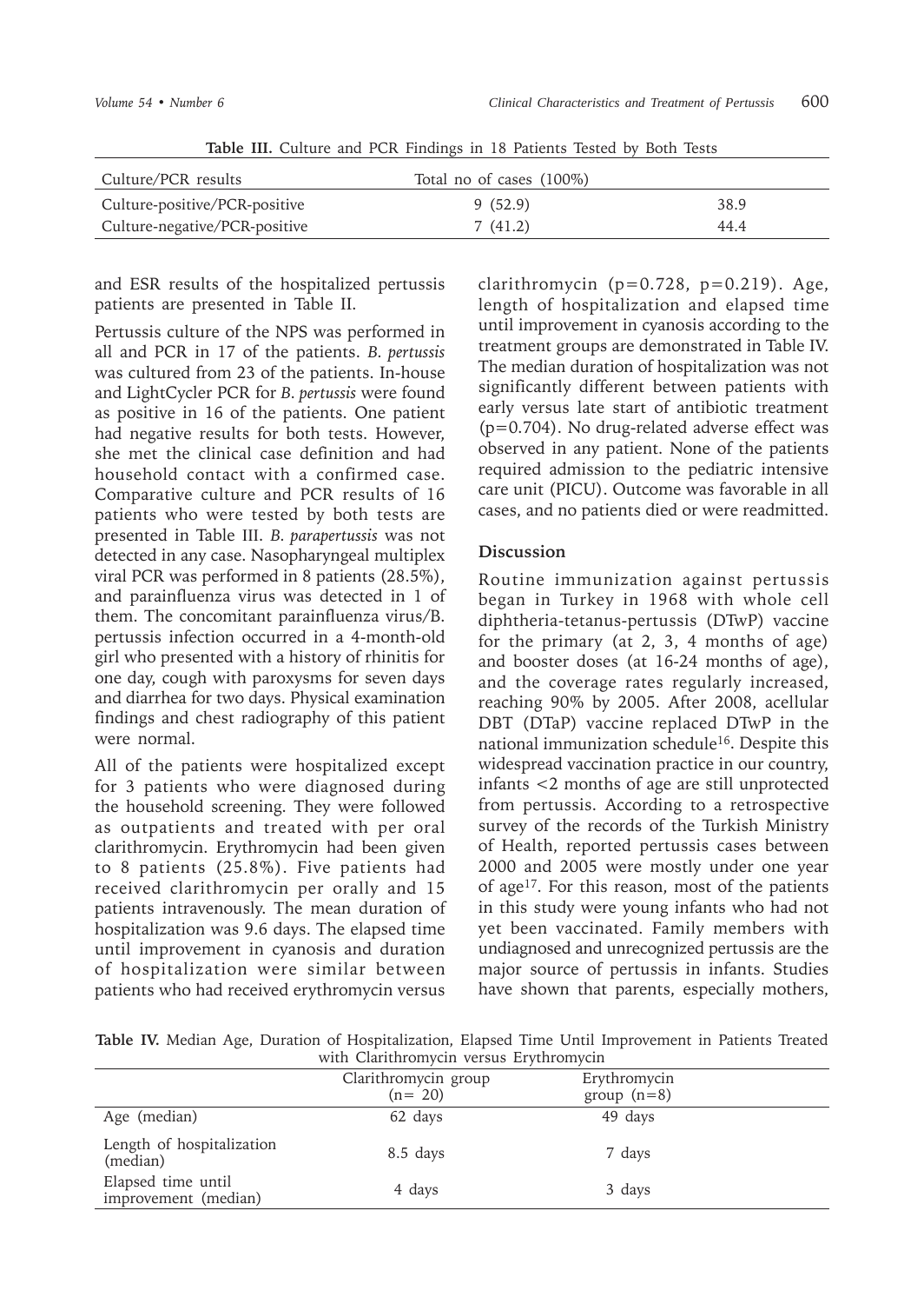**Table III.** Culture and PCR Findings in 18 Patients Tested by Both Tests

| Culture/PCR results | Total no of cases (100%) | |
|---|---|---|
| Culture-positive/PCR-positive | 9 (52.9) | 38.9 |
| Culture-negative/PCR-positive | 7 (41.2) | 44.4 |

and ESR results of the hospitalized pertussis patients are presented in Table II.

Pertussis culture of the NPS was performed in all and PCR in 17 of the patients. *B. pertussis* was cultured from 23 of the patients. In-house and LightCycler PCR for *B. pertussis* were found as positive in 16 of the patients. One patient had negative results for both tests. However, she met the clinical case definition and had household contact with a confirmed case. Comparative culture and PCR results of 16 patients who were tested by both tests are presented in Table III. *B. parapertussis* was not detected in any case. Nasopharyngeal multiplex viral PCR was performed in 8 patients (28.5%), and parainfluenza virus was detected in 1 of them. The concomitant parainfluenza virus/B. pertussis infection occurred in a 4-month-old girl who presented with a history of rhinitis for one day, cough with paroxysms for seven days and diarrhea for two days. Physical examination findings and chest radiography of this patient were normal.

All of the patients were hospitalized except for 3 patients who were diagnosed during the household screening. They were followed as outpatients and treated with per oral clarithromycin. Erythromycin had been given to 8 patients (25.8%). Five patients had received clarithromycin per orally and 15 patients intravenously. The mean duration of hospitalization was 9.6 days. The elapsed time until improvement in cyanosis and duration of hospitalization were similar between patients who had received erythromycin versus clarithromycin (p=0.728, p=0.219). Age, length of hospitalization and elapsed time until improvement in cyanosis according to the treatment groups are demonstrated in Table IV. The median duration of hospitalization was not significantly different between patients with early versus late start of antibiotic treatment (p=0.704). No drug-related adverse effect was observed in any patient. None of the patients required admission to the pediatric intensive care unit (PICU). Outcome was favorable in all cases, and no patients died or were readmitted.

## Discussion

Routine immunization against pertussis began in Turkey in 1968 with whole cell diphtheria-tetanus-pertussis (DTwP) vaccine for the primary (at 2, 3, 4 months of age) and booster doses (at 16-24 months of age), and the coverage rates regularly increased, reaching 90% by 2005. After 2008, acellular DBT (DTaP) vaccine replaced DTwP in the national immunization schedule[16]. Despite this widespread vaccination practice in our country, infants <2 months of age are still unprotected from pertussis. According to a retrospective survey of the records of the Turkish Ministry of Health, reported pertussis cases between 2000 and 2005 were mostly under one year of age[17]. For this reason, most of the patients in this study were young infants who had not yet been vaccinated. Family members with undiagnosed and unrecognized pertussis are the major source of pertussis in infants. Studies have shown that parents, especially mothers,

**Table IV.** Median Age, Duration of Hospitalization, Elapsed Time Until Improvement in Patients Treated with Clarithromycin versus Erythromycin

| | Clarithromycin group (n= 20) | Erythromycin group (n=8) |
|---|---|---|
| Age (median) | 62 days | 49 days |
| Length of hospitalization (median) | 8.5 days | 7 days |
| Elapsed time until improvement (median) | 4 days | 3 days |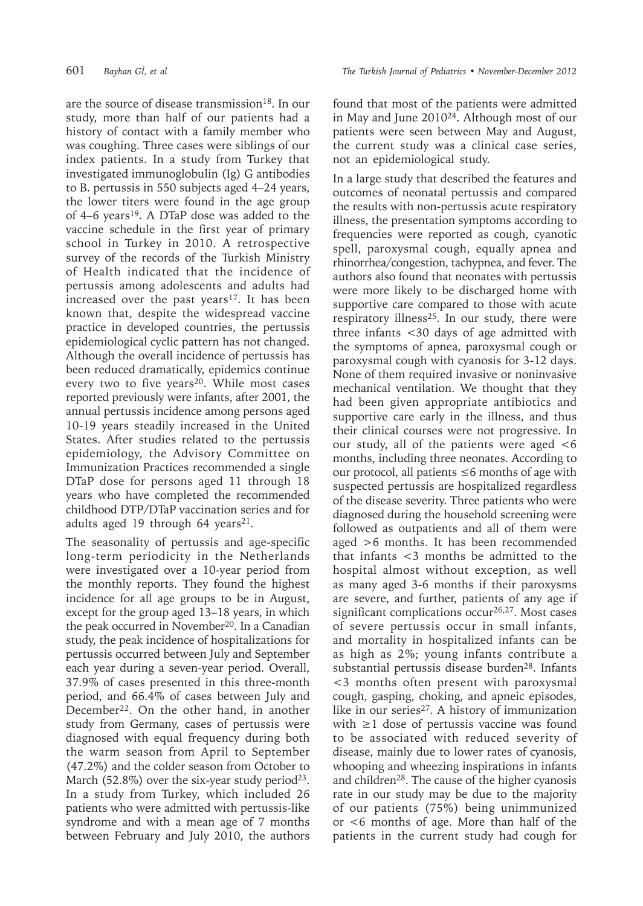are the source of disease transmission[18]. In our study, more than half of our patients had a history of contact with a family member who was coughing. Three cases were siblings of our index patients. In a study from Turkey that investigated immunoglobulin (Ig) G antibodies to B. pertussis in 550 subjects aged 4–24 years, the lower titers were found in the age group of 4–6 years[19]. A DTaP dose was added to the vaccine schedule in the first year of primary school in Turkey in 2010. A retrospective survey of the records of the Turkish Ministry of Health indicated that the incidence of pertussis among adolescents and adults had increased over the past years[17]. It has been known that, despite the widespread vaccine practice in developed countries, the pertussis epidemiological cyclic pattern has not changed. Although the overall incidence of pertussis has been reduced dramatically, epidemics continue every two to five years[20]. While most cases reported previously were infants, after 2001, the annual pertussis incidence among persons aged 10-19 years steadily increased in the United States. After studies related to the pertussis epidemiology, the Advisory Committee on Immunization Practices recommended a single DTaP dose for persons aged 11 through 18 years who have completed the recommended childhood DTP/DTaP vaccination series and for adults aged 19 through 64 years[21].

The seasonality of pertussis and age-specific long-term periodicity in the Netherlands were investigated over a 10-year period from the monthly reports. They found the highest incidence for all age groups to be in August, except for the group aged 13–18 years, in which the peak occurred in November[20]. In a Canadian study, the peak incidence of hospitalizations for pertussis occurred between July and September each year during a seven-year period. Overall, 37.9% of cases presented in this three-month period, and 66.4% of cases between July and December[22]. On the other hand, in another study from Germany, cases of pertussis were diagnosed with equal frequency during both the warm season from April to September (47.2%) and the colder season from October to March (52.8%) over the six-year study period[23]. In a study from Turkey, which included 26 patients who were admitted with pertussis-like syndrome and with a mean age of 7 months between February and July 2010, the authors found that most of the patients were admitted in May and June 2010[24]. Although most of our patients were seen between May and August, the current study was a clinical case series, not an epidemiological study.

In a large study that described the features and outcomes of neonatal pertussis and compared the results with non-pertussis acute respiratory illness, the presentation symptoms according to frequencies were reported as cough, cyanotic spell, paroxysmal cough, equally apnea and rhinorrhea/congestion, tachypnea, and fever. The authors also found that neonates with pertussis were more likely to be discharged home with supportive care compared to those with acute respiratory illness[25]. In our study, there were three infants <30 days of age admitted with the symptoms of apnea, paroxysmal cough or paroxysmal cough with cyanosis for 3-12 days. None of them required invasive or noninvasive mechanical ventilation. We thought that they had been given appropriate antibiotics and supportive care early in the illness, and thus their clinical courses were not progressive. In our study, all of the patients were aged <6 months, including three neonates. According to our protocol, all patients ≤6 months of age with suspected pertussis are hospitalized regardless of the disease severity. Three patients who were diagnosed during the household screening were followed as outpatients and all of them were aged >6 months. It has been recommended that infants <3 months be admitted to the hospital almost without exception, as well as many aged 3-6 months if their paroxysms are severe, and further, patients of any age if significant complications occur[26,27]. Most cases of severe pertussis occur in small infants, and mortality in hospitalized infants can be as high as 2%; young infants contribute a substantial pertussis disease burden[28]. Infants <3 months often present with paroxysmal cough, gasping, choking, and apneic episodes, like in our series[27]. A history of immunization with ≥1 dose of pertussis vaccine was found to be associated with reduced severity of disease, mainly due to lower rates of cyanosis, whooping and wheezing inspirations in infants and children[28]. The cause of the higher cyanosis rate in our study may be due to the majority of our patients (75%) being unimmunized or <6 months of age. More than half of the patients in the current study had cough for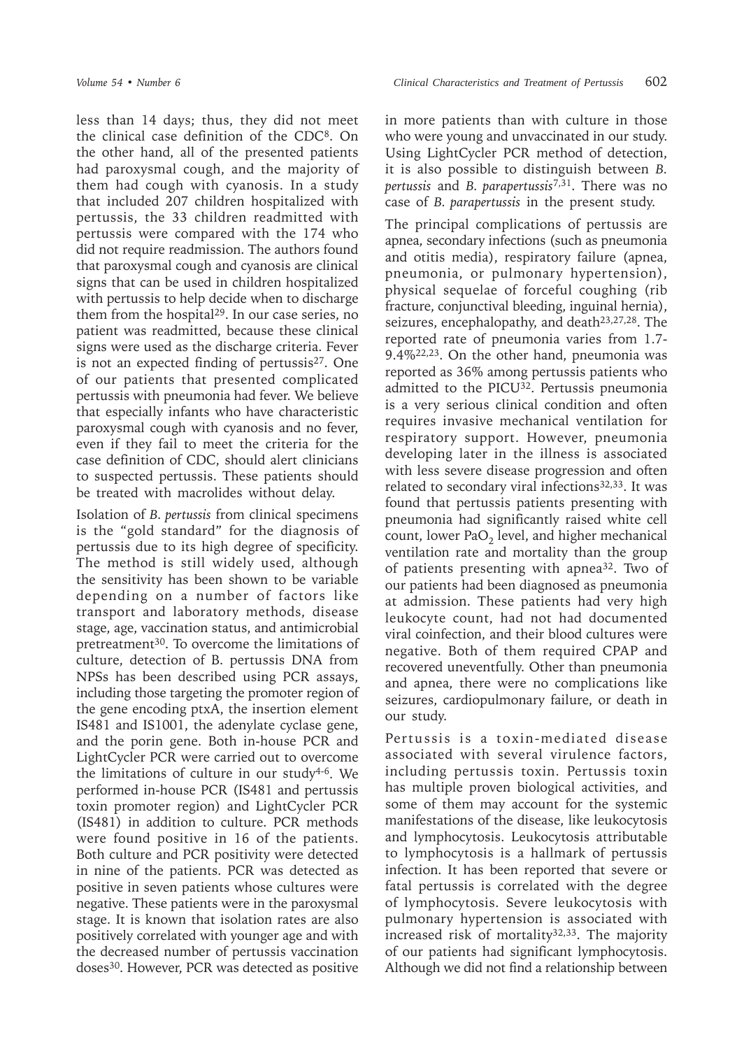less than 14 days; thus, they did not meet the clinical case definition of the CDC[8]. On the other hand, all of the presented patients had paroxysmal cough, and the majority of them had cough with cyanosis. In a study that included 207 children hospitalized with pertussis, the 33 children readmitted with pertussis were compared with the 174 who did not require readmission. The authors found that paroxysmal cough and cyanosis are clinical signs that can be used in children hospitalized with pertussis to help decide when to discharge them from the hospital[29]. In our case series, no patient was readmitted, because these clinical signs were used as the discharge criteria. Fever is not an expected finding of pertussis[27]. One of our patients that presented complicated pertussis with pneumonia had fever. We believe that especially infants who have characteristic paroxysmal cough with cyanosis and no fever, even if they fail to meet the criteria for the case definition of CDC, should alert clinicians to suspected pertussis. These patients should be treated with macrolides without delay.

Isolation of *B. pertussis* from clinical specimens is the "gold standard" for the diagnosis of pertussis due to its high degree of specificity. The method is still widely used, although the sensitivity has been shown to be variable depending on a number of factors like transport and laboratory methods, disease stage, age, vaccination status, and antimicrobial pretreatment[30]. To overcome the limitations of culture, detection of B. pertussis DNA from NPSs has been described using PCR assays, including those targeting the promoter region of the gene encoding ptxA, the insertion element IS481 and IS1001, the adenylate cyclase gene, and the porin gene. Both in-house PCR and LightCycler PCR were carried out to overcome the limitations of culture in our study[4-6]. We performed in-house PCR (IS481 and pertussis toxin promoter region) and LightCycler PCR (IS481) in addition to culture. PCR methods were found positive in 16 of the patients. Both culture and PCR positivity were detected in nine of the patients. PCR was detected as positive in seven patients whose cultures were negative. These patients were in the paroxysmal stage. It is known that isolation rates are also positively correlated with younger age and with the decreased number of pertussis vaccination doses[30]. However, PCR was detected as positive in more patients than with culture in those who were young and unvaccinated in our study. Using LightCycler PCR method of detection, it is also possible to distinguish between *B. pertussis* and *B. parapertussis*[7,31]. There was no case of *B. parapertussis* in the present study.

The principal complications of pertussis are apnea, secondary infections (such as pneumonia and otitis media), respiratory failure (apnea, pneumonia, or pulmonary hypertension), physical sequelae of forceful coughing (rib fracture, conjunctival bleeding, inguinal hernia), seizures, encephalopathy, and death[23,27,28]. The reported rate of pneumonia varies from 1.7-9.4%[22,23]. On the other hand, pneumonia was reported as 36% among pertussis patients who admitted to the PICU[32]. Pertussis pneumonia is a very serious clinical condition and often requires invasive mechanical ventilation for respiratory support. However, pneumonia developing later in the illness is associated with less severe disease progression and often related to secondary viral infections[32,33]. It was found that pertussis patients presenting with pneumonia had significantly raised white cell count, lower $PaO_2$ level, and higher mechanical ventilation rate and mortality than the group of patients presenting with apnea[32]. Two of our patients had been diagnosed as pneumonia at admission. These patients had very high leukocyte count, had not had documented viral coinfection, and their blood cultures were negative. Both of them required CPAP and recovered uneventfully. Other than pneumonia and apnea, there were no complications like seizures, cardiopulmonary failure, or death in our study.

Pertussis is a toxin-mediated disease associated with several virulence factors, including pertussis toxin. Pertussis toxin has multiple proven biological activities, and some of them may account for the systemic manifestations of the disease, like leukocytosis and lymphocytosis. Leukocytosis attributable to lymphocytosis is a hallmark of pertussis infection. It has been reported that severe or fatal pertussis is correlated with the degree of lymphocytosis. Severe leukocytosis with pulmonary hypertension is associated with increased risk of mortality[32,33]. The majority of our patients had significant lymphocytosis. Although we did not find a relationship between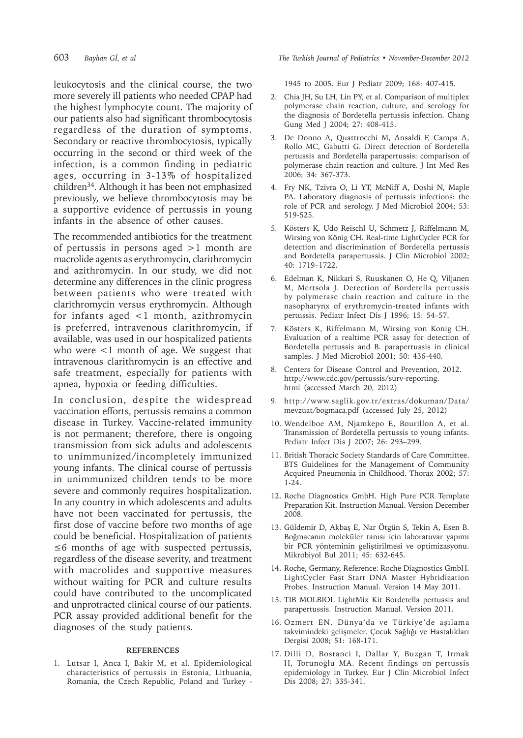leukocytosis and the clinical course, the two more severely ill patients who needed CPAP had the highest lymphocyte count. The majority of our patients also had significant thrombocytosis regardless of the duration of symptoms. Secondary or reactive thrombocytosis, typically occurring in the second or third week of the infection, is a common finding in pediatric ages, occurring in 3-13% of hospitalized children[34]. Although it has been not emphasized previously, we believe thrombocytosis may be a supportive evidence of pertussis in young infants in the absence of other causes.

The recommended antibiotics for the treatment of pertussis in persons aged >1 month are macrolide agents as erythromycin, clarithromycin and azithromycin. In our study, we did not determine any differences in the clinic progress between patients who were treated with clarithromycin versus erythromycin. Although for infants aged <1 month, azithromycin is preferred, intravenous clarithromycin, if available, was used in our hospitalized patients who were <1 month of age. We suggest that intravenous clarithromycin is an effective and safe treatment, especially for patients with apnea, hypoxia or feeding difficulties.

In conclusion, despite the widespread vaccination efforts, pertussis remains a common disease in Turkey. Vaccine-related immunity is not permanent; therefore, there is ongoing transmission from sick adults and adolescents to unimmunized/incompletely immunized young infants. The clinical course of pertussis in unimmunized children tends to be more severe and commonly requires hospitalization. In any country in which adolescents and adults have not been vaccinated for pertussis, the first dose of vaccine before two months of age could be beneficial. Hospitalization of patients ≤6 months of age with suspected pertussis, regardless of the disease severity, and treatment with macrolides and supportive measures without waiting for PCR and culture results could have contributed to the uncomplicated and unprotracted clinical course of our patients. PCR assay provided additional benefit for the diagnoses of the study patients.

## REFERENCES

1. Lutsar I, Anca I, Bakir M, et al. Epidemiological characteristics of pertussis in Estonia, Lithuania, Romania, the Czech Republic, Poland and Turkey - 1945 to 2005. Eur J Pediatr 2009; 168: 407-415.
2. Chia JH, Su LH, Lin PY, et al. Comparison of multiplex polymerase chain reaction, culture, and serology for the diagnosis of Bordetella pertussis infection. Chang Gung Med J 2004; 27: 408-415.
3. De Donno A, Quattrocchi M, Ansaldi F, Campa A, Rollo MC, Gabutti G. Direct detection of Bordetella pertussis and Bordetella parapertussis: comparison of polymerase chain reaction and culture. J Int Med Res 2006; 34: 367-373.
4. Fry NK, Tzivra O, Li YT, McNiff A, Doshi N, Maple PA. Laboratory diagnosis of pertussis infections: the role of PCR and serology. J Med Microbiol 2004; 53: 519-525.
5. Kösters K, Udo Reischl U, Schmetz J, Riffelmann M, Wirsing von König CH. Real-time LightCycler PCR for detection and discrimination of Bordetella pertussis and Bordetella parapertussis. J Clin Microbiol 2002; 40: 1719–1722.
6. Edelman K, Nikkari S, Ruuskanen O, He Q, Viljanen M, Mertsola J. Detection of Bordetella pertussis by polymerase chain reaction and culture in the nasopharynx of erythromycin-treated infants with pertussis. Pediatr Infect Dis J 1996; 15: 54–57.
7. Kösters K, Riffelmann M, Wirsing von Konig CH. Evaluation of a realtime PCR assay for detection of Bordetella pertussis and B. parapertussis in clinical samples. J Med Microbiol 2001; 50: 436-440.
8. Centers for Disease Control and Prevention, 2012. http://www.cdc.gov/pertussis/surv-reporting.html (accessed March 20, 2012)
9. http://www.saglik.gov.tr/extras/dokuman/Data/mevzuat/bogmaca.pdf (accessed July 25, 2012)
10. Wendelboe AM, Njamkepo E, Bourillon A, et al. Transmission of Bordetella pertussis to young infants. Pediatr Infect Dis J 2007; 26: 293–299.
11. British Thoracic Society Standards of Care Committee. BTS Guidelines for the Management of Community Acquired Pneumonia in Childhood. Thorax 2002; 57: 1-24.
12. Roche Diagnostics GmbH. High Pure PCR Template Preparation Kit. Instruction Manual. Version December 2008.
13. Güldemir D, Akbaş E, Nar Ötgün S, Tekin A, Esen B. Boğmacanın moleküler tanısı için laboratuvar yapımı bir PCR yönteminin geliştirilmesi ve optimizasyonu. Mikrobiyol Bul 2011; 45: 632-645.
14. Roche, Germany, Reference: Roche Diagnostics GmbH. LightCycler Fast Start DNA Master Hybridization Probes. Instruction Manual. Version 14 May 2011.
15. TIB MOLBIOL LightMix Kit Bordetella pertussis and parapertussis. Instruction Manual. Version 2011.
16. Ozmert EN. Dünya'da ve Türkiye'de aşılama takvimindeki gelişmeler. Çocuk Sağlığı ve Hastalıkları Dergisi 2008; 51: 168-171.
17. Dilli D, Bostanci I, Dallar Y, Buzgan T, Irmak H, Torunoğlu MA. Recent findings on pertussis epidemiology in Turkey. Eur J Clin Microbiol Infect Dis 2008; 27: 335-341.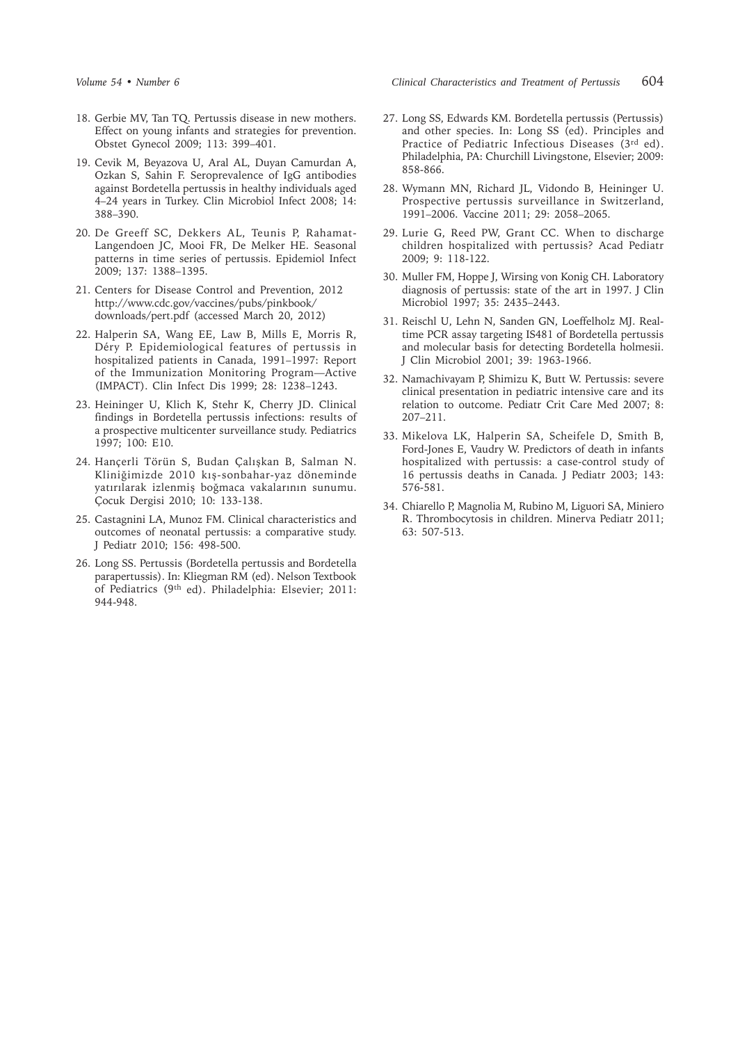18. Gerbie MV, Tan TQ. Pertussis disease in new mothers. Effect on young infants and strategies for prevention. Obstet Gynecol 2009; 113: 399–401.
19. Cevik M, Beyazova U, Aral AL, Duyan Camurdan A, Ozkan S, Sahin F. Seroprevalence of IgG antibodies against Bordetella pertussis in healthy individuals aged 4–24 years in Turkey. Clin Microbiol Infect 2008; 14: 388–390.
20. De Greeff SC, Dekkers AL, Teunis P, Rahamat-Langendoen JC, Mooi FR, De Melker HE. Seasonal patterns in time series of pertussis. Epidemiol Infect 2009; 137: 1388–1395.
21. Centers for Disease Control and Prevention, 2012 http://www.cdc.gov/vaccines/pubs/pinkbook/downloads/pert.pdf (accessed March 20, 2012)
22. Halperin SA, Wang EE, Law B, Mills E, Morris R, Déry P. Epidemiological features of pertussis in hospitalized patients in Canada, 1991–1997: Report of the Immunization Monitoring Program—Active (IMPACT). Clin Infect Dis 1999; 28: 1238–1243.
23. Heininger U, Klich K, Stehr K, Cherry JD. Clinical findings in Bordetella pertussis infections: results of a prospective multicenter surveillance study. Pediatrics 1997; 100: E10.
24. Hançerli Törün S, Budan Çalışkan B, Salman N. Kliniğimizde 2010 kış-sonbahar-yaz döneminde yatırılarak izlenmiş boğmaca vakalarının sunumu. Çocuk Dergisi 2010; 10: 133-138.
25. Castagnini LA, Munoz FM. Clinical characteristics and outcomes of neonatal pertussis: a comparative study. J Pediatr 2010; 156: 498-500.
26. Long SS. Pertussis (Bordetella pertussis and Bordetella parapertussis). In: Kliegman RM (ed). Nelson Textbook of Pediatrics (9th ed). Philadelphia: Elsevier; 2011: 944-948.
27. Long SS, Edwards KM. Bordetella pertussis (Pertussis) and other species. In: Long SS (ed). Principles and Practice of Pediatric Infectious Diseases (3rd ed). Philadelphia, PA: Churchill Livingstone, Elsevier; 2009: 858-866.
28. Wymann MN, Richard JL, Vidondo B, Heininger U. Prospective pertussis surveillance in Switzerland, 1991–2006. Vaccine 2011; 29: 2058–2065.
29. Lurie G, Reed PW, Grant CC. When to discharge children hospitalized with pertussis? Acad Pediatr 2009; 9: 118-122.
30. Muller FM, Hoppe J, Wirsing von Konig CH. Laboratory diagnosis of pertussis: state of the art in 1997. J Clin Microbiol 1997; 35: 2435–2443.
31. Reischl U, Lehn N, Sanden GN, Loeffelholz MJ. Real-time PCR assay targeting IS481 of Bordetella pertussis and molecular basis for detecting Bordetella holmesii. J Clin Microbiol 2001; 39: 1963-1966.
32. Namachivayam P, Shimizu K, Butt W. Pertussis: severe clinical presentation in pediatric intensive care and its relation to outcome. Pediatr Crit Care Med 2007; 8: 207–211.
33. Mikelova LK, Halperin SA, Scheifele D, Smith B, Ford-Jones E, Vaudry W. Predictors of death in infants hospitalized with pertussis: a case-control study of 16 pertussis deaths in Canada. J Pediatr 2003; 143: 576-581.
34. Chiarello P, Magnolia M, Rubino M, Liguori SA, Miniero R. Thrombocytosis in children. Minerva Pediatr 2011; 63: 507-513.